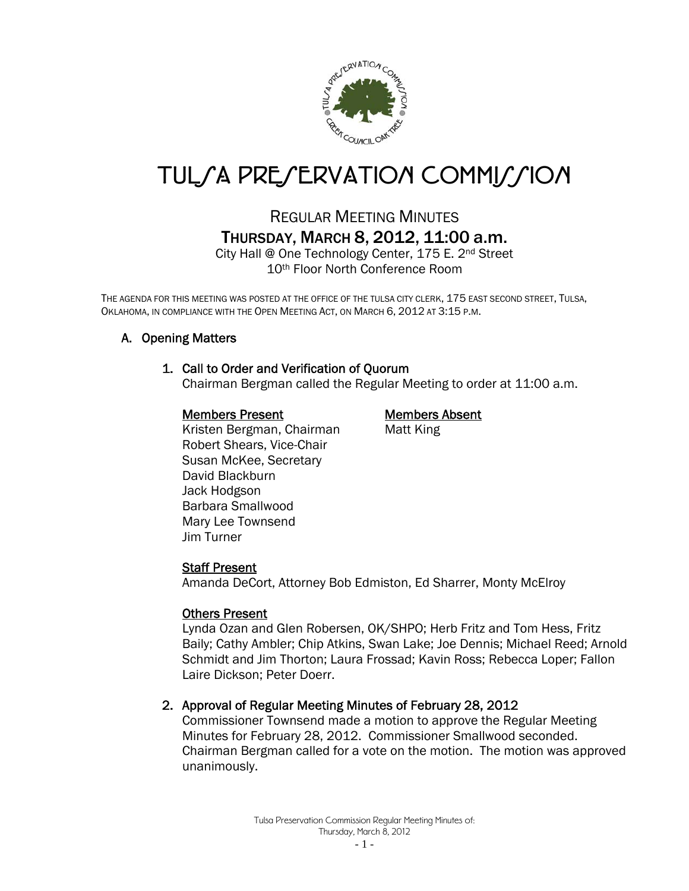# TULSA PRESERVATION COMMISSION

## REGULAR MEETING MINUTES

## THURSDAY, MARCH 8, 2012, 11:00 a.m.

City Hall @ One Technology Center, 175 E. 2nd Street
10th Floor North Conference Room

THE AGENDA FOR THIS MEETING WAS POSTED AT THE OFFICE OF THE TULSA CITY CLERK, 175 EAST SECOND STREET, TULSA, OKLAHOMA, IN COMPLIANCE WITH THE OPEN MEETING ACT, ON MARCH 6, 2012 AT 3:15 P.M.

### A. Opening Matters

#### 1. Call to Order and Verification of Quorum

Chairman Bergman called the Regular Meeting to order at 11:00 a.m.

**Members Present**

Kristen Bergman, Chairman
Robert Shears, Vice-Chair
Susan McKee, Secretary
David Blackburn
Jack Hodgson
Barbara Smallwood
Mary Lee Townsend
Jim Turner

**Members Absent**

Matt King

**Staff Present**

Amanda DeCort, Attorney Bob Edmiston, Ed Sharrer, Monty McElroy

**Others Present**

Lynda Ozan and Glen Robersen, OK/SHPO; Herb Fritz and Tom Hess, Fritz Baily; Cathy Ambler; Chip Atkins, Swan Lake; Joe Dennis; Michael Reed; Arnold Schmidt and Jim Thorton; Laura Frossad; Kavin Ross; Rebecca Loper; Fallon Laire Dickson; Peter Doerr.

#### 2. Approval of Regular Meeting Minutes of February 28, 2012

Commissioner Townsend made a motion to approve the Regular Meeting Minutes for February 28, 2012. Commissioner Smallwood seconded. Chairman Bergman called for a vote on the motion. The motion was approved unanimously.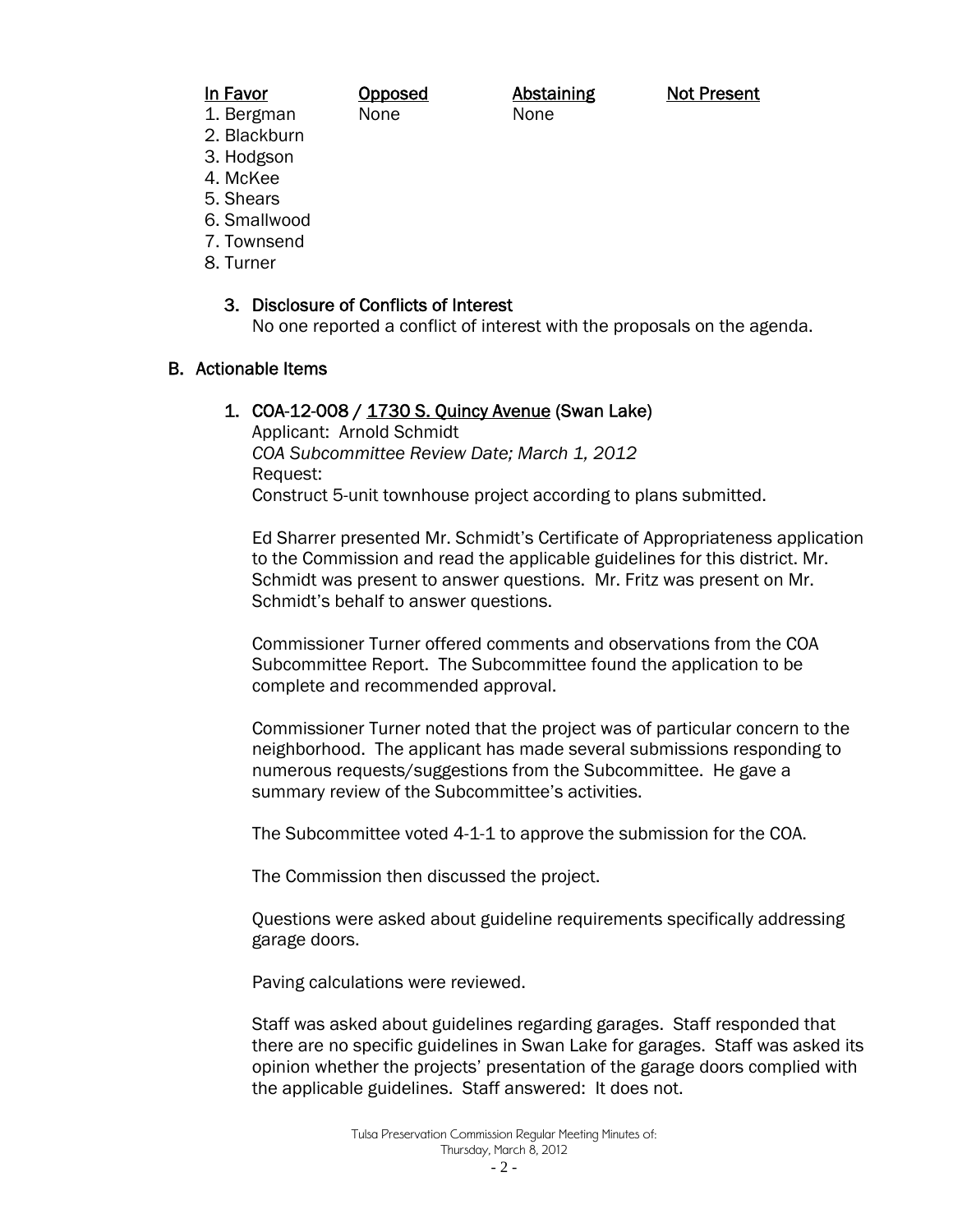| In Favor | Opposed | Abstaining | Not Present |
|---|---|---|---|
| 1. Bergman | None | None | |
| 2. Blackburn | | | |
| 3. Hodgson | | | |
| 4. McKee | | | |
| 5. Shears | | | |
| 6. Smallwood | | | |
| 7. Townsend | | | |
| 8. Turner | | | |

3. Disclosure of Conflicts of Interest
   No one reported a conflict of interest with the proposals on the agenda.

## B. Actionable Items

1. COA-12-008 / 1730 S. Quincy Avenue (Swan Lake)
   Applicant: Arnold Schmidt
   *COA Subcommittee Review Date; March 1, 2012*
   Request:
   Construct 5-unit townhouse project according to plans submitted.

   Ed Sharrer presented Mr. Schmidt's Certificate of Appropriateness application to the Commission and read the applicable guidelines for this district. Mr. Schmidt was present to answer questions. Mr. Fritz was present on Mr. Schmidt's behalf to answer questions.

   Commissioner Turner offered comments and observations from the COA Subcommittee Report. The Subcommittee found the application to be complete and recommended approval.

   Commissioner Turner noted that the project was of particular concern to the neighborhood. The applicant has made several submissions responding to numerous requests/suggestions from the Subcommittee. He gave a summary review of the Subcommittee's activities.

   The Subcommittee voted 4-1-1 to approve the submission for the COA.

   The Commission then discussed the project.

   Questions were asked about guideline requirements specifically addressing garage doors.

   Paving calculations were reviewed.

   Staff was asked about guidelines regarding garages. Staff responded that there are no specific guidelines in Swan Lake for garages. Staff was asked its opinion whether the projects' presentation of the garage doors complied with the applicable guidelines. Staff answered: It does not.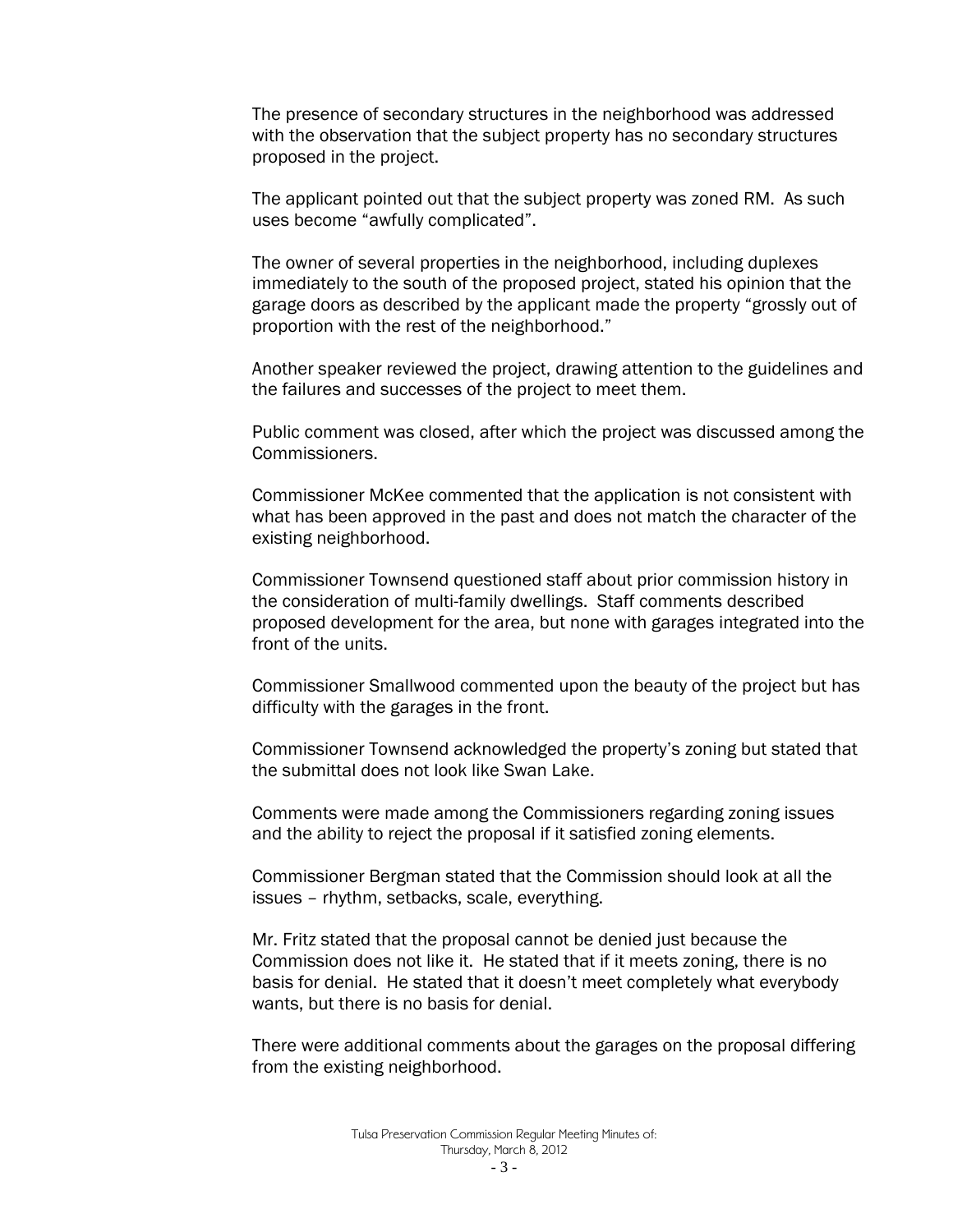The presence of secondary structures in the neighborhood was addressed with the observation that the subject property has no secondary structures proposed in the project.

The applicant pointed out that the subject property was zoned RM. As such uses become "awfully complicated".

The owner of several properties in the neighborhood, including duplexes immediately to the south of the proposed project, stated his opinion that the garage doors as described by the applicant made the property "grossly out of proportion with the rest of the neighborhood."

Another speaker reviewed the project, drawing attention to the guidelines and the failures and successes of the project to meet them.

Public comment was closed, after which the project was discussed among the Commissioners.

Commissioner McKee commented that the application is not consistent with what has been approved in the past and does not match the character of the existing neighborhood.

Commissioner Townsend questioned staff about prior commission history in the consideration of multi-family dwellings. Staff comments described proposed development for the area, but none with garages integrated into the front of the units.

Commissioner Smallwood commented upon the beauty of the project but has difficulty with the garages in the front.

Commissioner Townsend acknowledged the property's zoning but stated that the submittal does not look like Swan Lake.

Comments were made among the Commissioners regarding zoning issues and the ability to reject the proposal if it satisfied zoning elements.

Commissioner Bergman stated that the Commission should look at all the issues – rhythm, setbacks, scale, everything.

Mr. Fritz stated that the proposal cannot be denied just because the Commission does not like it. He stated that if it meets zoning, there is no basis for denial. He stated that it doesn't meet completely what everybody wants, but there is no basis for denial.

There were additional comments about the garages on the proposal differing from the existing neighborhood.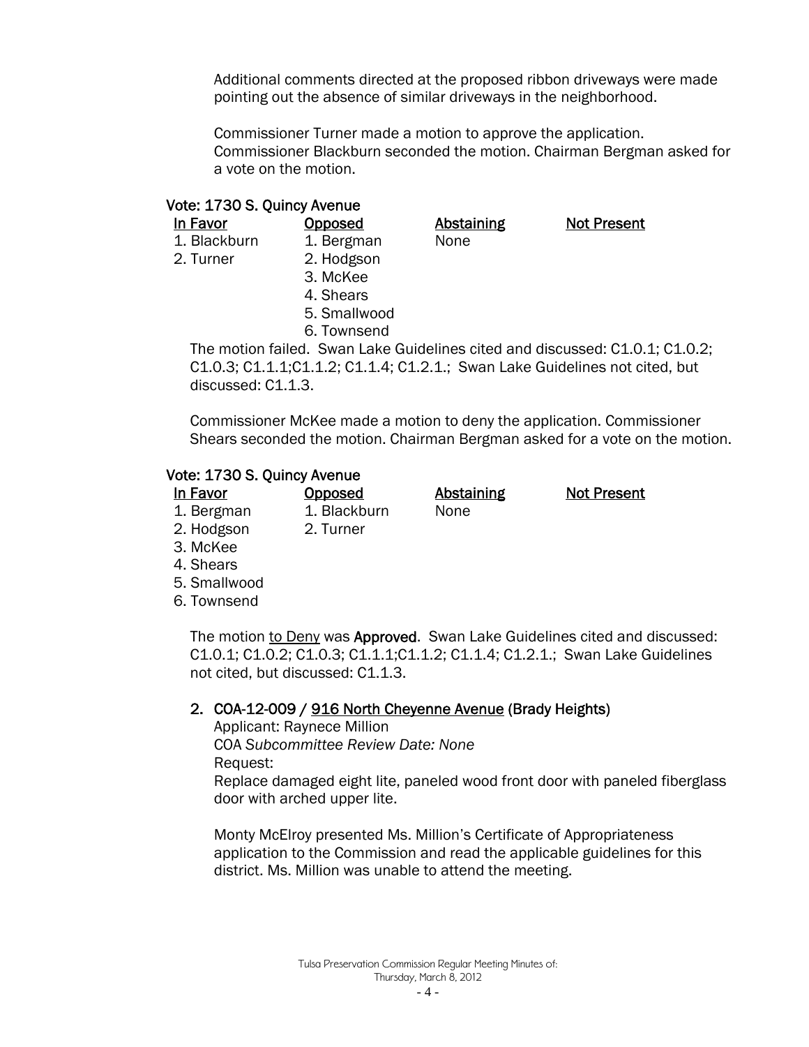Additional comments directed at the proposed ribbon driveways were made pointing out the absence of similar driveways in the neighborhood.

Commissioner Turner made a motion to approve the application. Commissioner Blackburn seconded the motion. Chairman Bergman asked for a vote on the motion.

**Vote: 1730 S. Quincy Avenue**

| In Favor | Opposed | Abstaining | Not Present |
|---|---|---|---|
| 1. Blackburn | 1. Bergman | None | |
| 2. Turner | 2. Hodgson | | |
| | 3. McKee | | |
| | 4. Shears | | |
| | 5. Smallwood | | |
| | 6. Townsend | | |

The motion failed. Swan Lake Guidelines cited and discussed: C1.0.1; C1.0.2; C1.0.3; C1.1.1;C1.1.2; C1.1.4; C1.2.1.; Swan Lake Guidelines not cited, but discussed: C1.1.3.

Commissioner McKee made a motion to deny the application. Commissioner Shears seconded the motion. Chairman Bergman asked for a vote on the motion.

**Vote: 1730 S. Quincy Avenue**

| In Favor | Opposed | Abstaining | Not Present |
|---|---|---|---|
| 1. Bergman | 1. Blackburn | None | |
| 2. Hodgson | 2. Turner | | |
| 3. McKee | | | |
| 4. Shears | | | |
| 5. Smallwood | | | |
| 6. Townsend | | | |

The motion to Deny was **Approved**. Swan Lake Guidelines cited and discussed: C1.0.1; C1.0.2; C1.0.3; C1.1.1;C1.1.2; C1.1.4; C1.2.1.; Swan Lake Guidelines not cited, but discussed: C1.1.3.

2. **COA-12-009 / 916 North Cheyenne Avenue (Brady Heights)**
   Applicant: Raynece Million
   COA *Subcommittee Review Date: None*
   Request:
   Replace damaged eight lite, paneled wood front door with paneled fiberglass door with arched upper lite.

   Monty McElroy presented Ms. Million's Certificate of Appropriateness application to the Commission and read the applicable guidelines for this district. Ms. Million was unable to attend the meeting.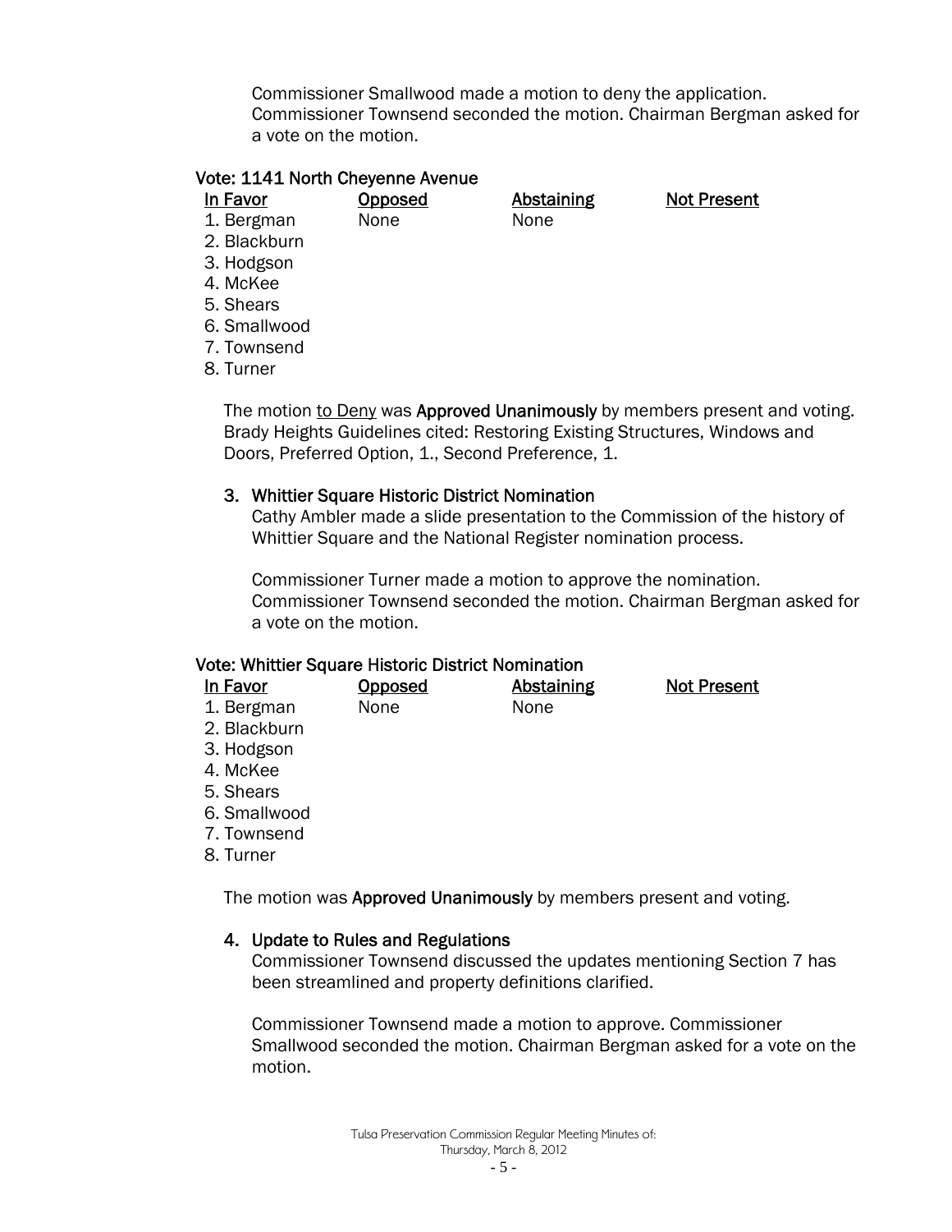Commissioner Smallwood made a motion to deny the application. Commissioner Townsend seconded the motion. Chairman Bergman asked for a vote on the motion.

**Vote: 1141 North Cheyenne Avenue**

| In Favor | Opposed | Abstaining | Not Present |
|---|---|---|---|
| 1. Bergman | None | None | |
| 2. Blackburn | | | |
| 3. Hodgson | | | |
| 4. McKee | | | |
| 5. Shears | | | |
| 6. Smallwood | | | |
| 7. Townsend | | | |
| 8. Turner | | | |

The motion to Deny was **Approved Unanimously** by members present and voting. Brady Heights Guidelines cited: Restoring Existing Structures, Windows and Doors, Preferred Option, 1., Second Preference, 1.

3. **Whittier Square Historic District Nomination**
   Cathy Ambler made a slide presentation to the Commission of the history of Whittier Square and the National Register nomination process.

   Commissioner Turner made a motion to approve the nomination. Commissioner Townsend seconded the motion. Chairman Bergman asked for a vote on the motion.

**Vote: Whittier Square Historic District Nomination**

| In Favor | Opposed | Abstaining | Not Present |
|---|---|---|---|
| 1. Bergman | None | None | |
| 2. Blackburn | | | |
| 3. Hodgson | | | |
| 4. McKee | | | |
| 5. Shears | | | |
| 6. Smallwood | | | |
| 7. Townsend | | | |
| 8. Turner | | | |

The motion was **Approved Unanimously** by members present and voting.

4. **Update to Rules and Regulations**
   Commissioner Townsend discussed the updates mentioning Section 7 has been streamlined and property definitions clarified.

   Commissioner Townsend made a motion to approve. Commissioner Smallwood seconded the motion. Chairman Bergman asked for a vote on the motion.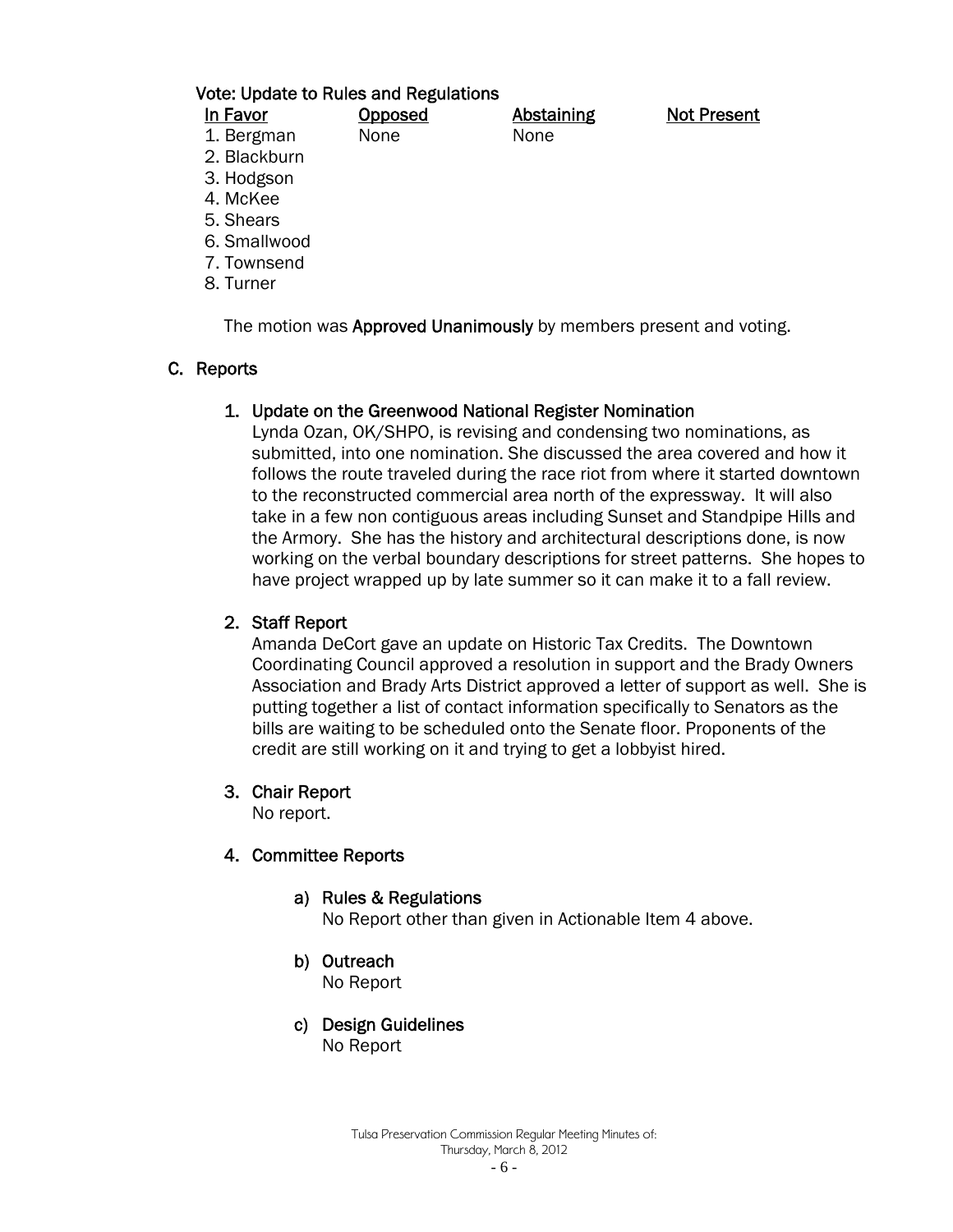**Vote: Update to Rules and Regulations**

| In Favor | Opposed | Abstaining | Not Present |
|---|---|---|---|
| 1. Bergman | None | None | |
| 2. Blackburn | | | |
| 3. Hodgson | | | |
| 4. McKee | | | |
| 5. Shears | | | |
| 6. Smallwood | | | |
| 7. Townsend | | | |
| 8. Turner | | | |

The motion was **Approved Unanimously** by members present and voting.

## C. Reports

### 1. Update on the Greenwood National Register Nomination

Lynda Ozan, OK/SHPO, is revising and condensing two nominations, as submitted, into one nomination. She discussed the area covered and how it follows the route traveled during the race riot from where it started downtown to the reconstructed commercial area north of the expressway. It will also take in a few non contiguous areas including Sunset and Standpipe Hills and the Armory. She has the history and architectural descriptions done, is now working on the verbal boundary descriptions for street patterns. She hopes to have project wrapped up by late summer so it can make it to a fall review.

### 2. Staff Report

Amanda DeCort gave an update on Historic Tax Credits. The Downtown Coordinating Council approved a resolution in support and the Brady Owners Association and Brady Arts District approved a letter of support as well. She is putting together a list of contact information specifically to Senators as the bills are waiting to be scheduled onto the Senate floor. Proponents of the credit are still working on it and trying to get a lobbyist hired.

### 3. Chair Report

No report.

### 4. Committee Reports

#### a) Rules & Regulations

No Report other than given in Actionable Item 4 above.

#### b) Outreach

No Report

#### c) Design Guidelines

No Report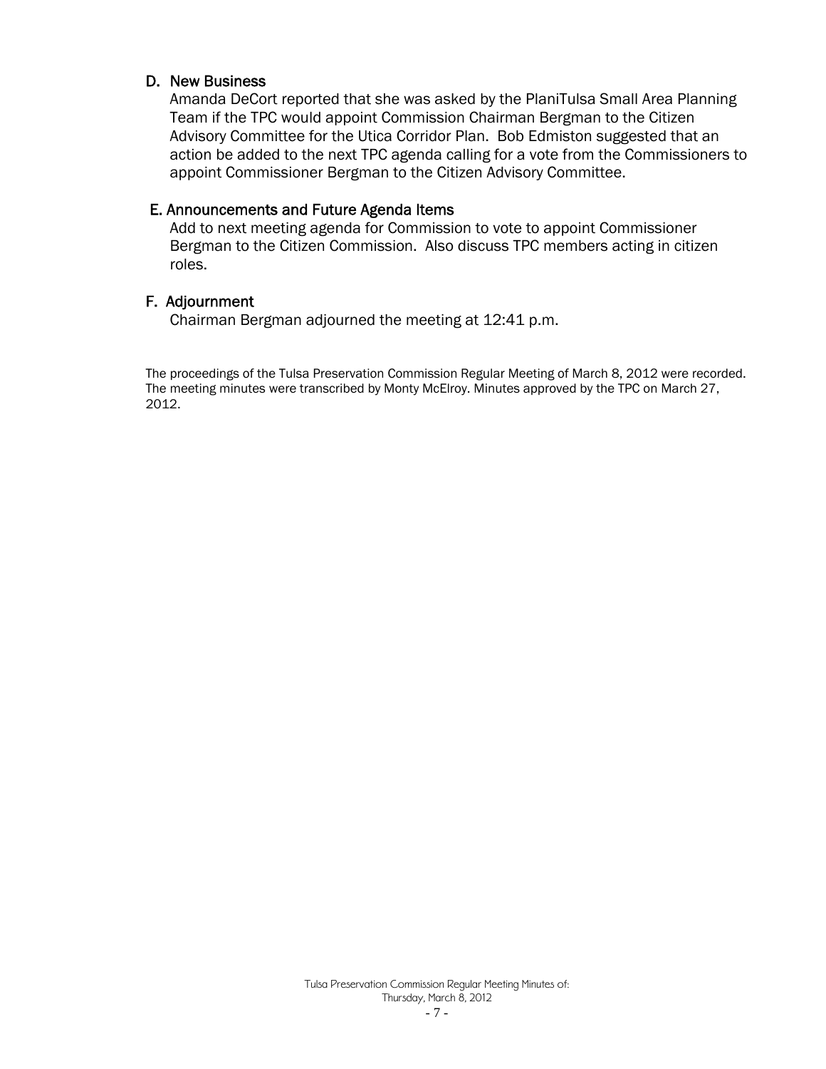## D. New Business

Amanda DeCort reported that she was asked by the PlaniTulsa Small Area Planning Team if the TPC would appoint Commission Chairman Bergman to the Citizen Advisory Committee for the Utica Corridor Plan. Bob Edmiston suggested that an action be added to the next TPC agenda calling for a vote from the Commissioners to appoint Commissioner Bergman to the Citizen Advisory Committee.

## E. Announcements and Future Agenda Items

Add to next meeting agenda for Commission to vote to appoint Commissioner Bergman to the Citizen Commission. Also discuss TPC members acting in citizen roles.

## F. Adjournment

Chairman Bergman adjourned the meeting at 12:41 p.m.

The proceedings of the Tulsa Preservation Commission Regular Meeting of March 8, 2012 were recorded. The meeting minutes were transcribed by Monty McElroy. Minutes approved by the TPC on March 27, 2012.